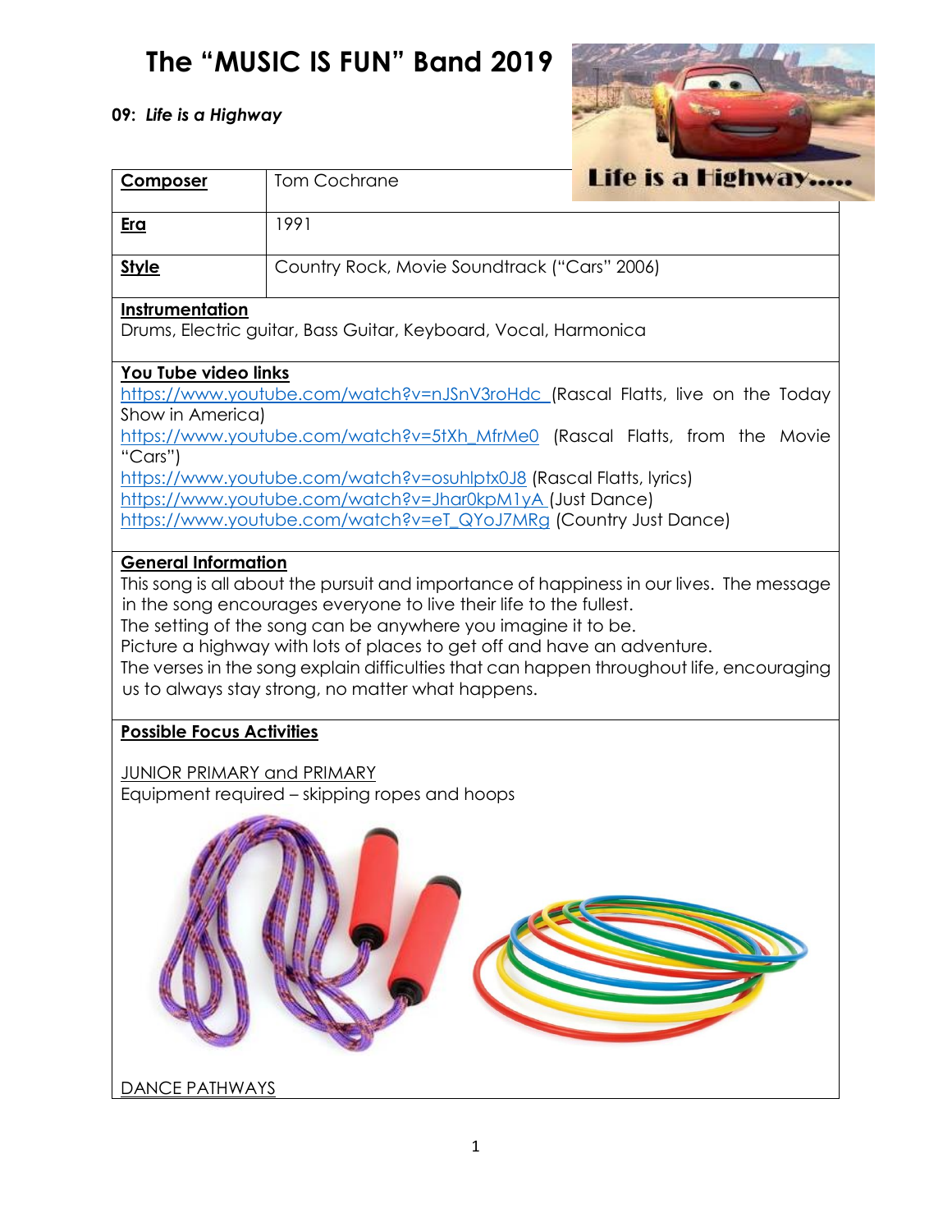# The "MUSIC IS FUN" Band 2019

**09:** ***Life is a Highway***

| **Composer** | Tom Cochrane |
|---|---|
| **Era** | 1991 |
| **Style** | Country Rock, Movie Soundtrack ("Cars" 2006) |

**Instrumentation**

Drums, Electric guitar, Bass Guitar, Keyboard, Vocal, Harmonica

**You Tube video links**

https://www.youtube.com/watch?v=nJSnV3roHdc (Rascal Flatts, live on the Today Show in America)
https://www.youtube.com/watch?v=5tXh_MfrMe0 (Rascal Flatts, from the Movie "Cars")
https://www.youtube.com/watch?v=osuhlptx0J8 (Rascal Flatts, lyrics)
https://www.youtube.com/watch?v=Jhar0kpM1yA (Just Dance)
https://www.youtube.com/watch?v=eT_QYoJ7MRg (Country Just Dance)

**General Information**

This song is all about the pursuit and importance of happiness in our lives. The message in the song encourages everyone to live their life to the fullest.
The setting of the song can be anywhere you imagine it to be.
Picture a highway with lots of places to get off and have an adventure.
The verses in the song explain difficulties that can happen throughout life, encouraging us to always stay strong, no matter what happens.

**Possible Focus Activities**

JUNIOR PRIMARY and PRIMARY
Equipment required – skipping ropes and hoops

DANCE PATHWAYS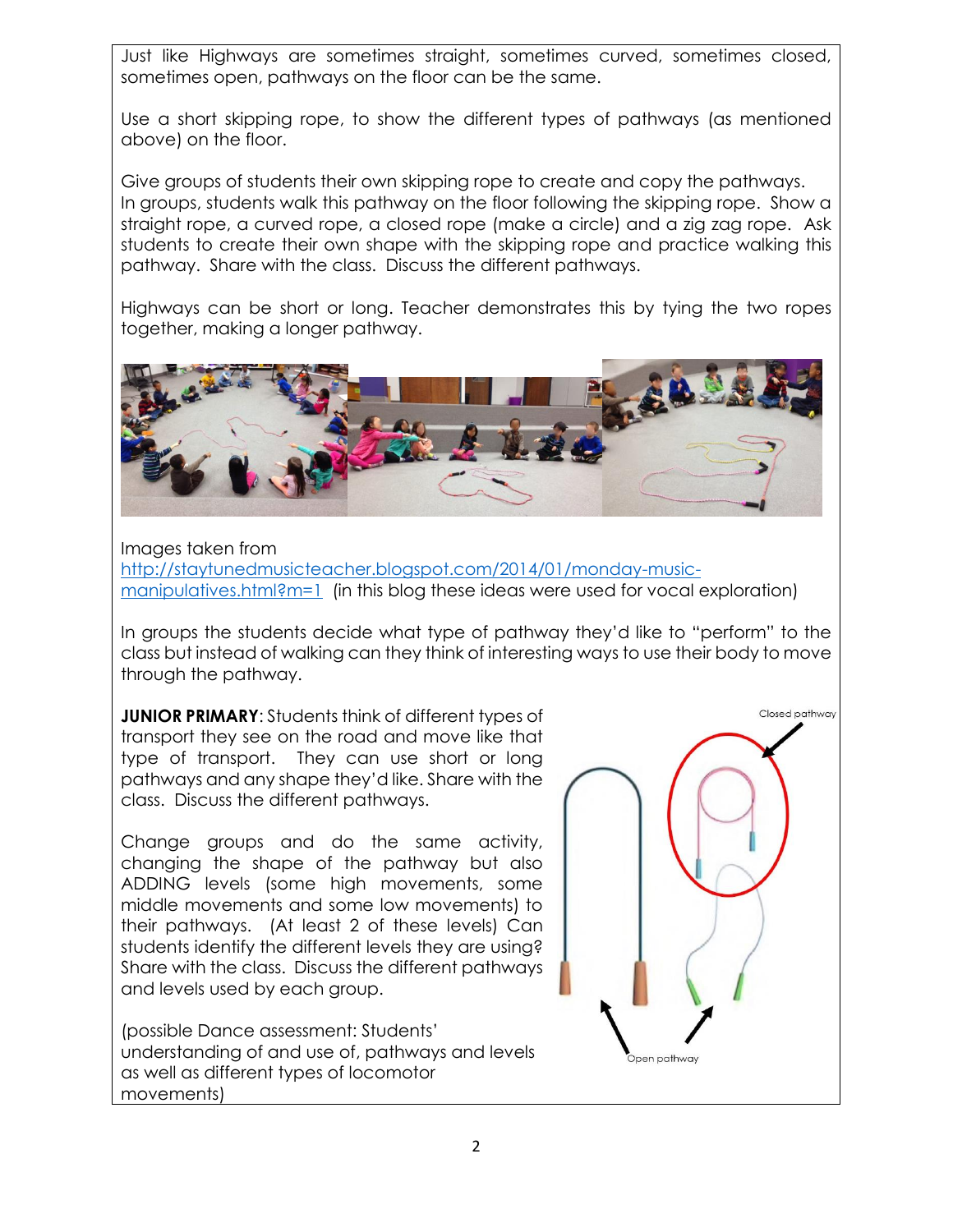Just like Highways are sometimes straight, sometimes curved, sometimes closed, sometimes open, pathways on the floor can be the same.

Use a short skipping rope, to show the different types of pathways (as mentioned above) on the floor.

Give groups of students their own skipping rope to create and copy the pathways. In groups, students walk this pathway on the floor following the skipping rope. Show a straight rope, a curved rope, a closed rope (make a circle) and a zig zag rope. Ask students to create their own shape with the skipping rope and practice walking this pathway. Share with the class. Discuss the different pathways.

Highways can be short or long. Teacher demonstrates this by tying the two ropes together, making a longer pathway.

Images taken from http://staytunedmusicteacher.blogspot.com/2014/01/monday-music-manipulatives.html?m=1 (in this blog these ideas were used for vocal exploration)

In groups the students decide what type of pathway they'd like to "perform" to the class but instead of walking can they think of interesting ways to use their body to move through the pathway.

**JUNIOR PRIMARY**: Students think of different types of transport they see on the road and move like that type of transport. They can use short or long pathways and any shape they'd like. Share with the class. Discuss the different pathways.

Change groups and do the same activity, changing the shape of the pathway but also ADDING levels (some high movements, some middle movements and some low movements) to their pathways. (At least 2 of these levels) Can students identify the different levels they are using? Share with the class. Discuss the different pathways and levels used by each group.

(possible Dance assessment: Students' understanding of and use of, pathways and levels as well as different types of locomotor movements)

Closed pathway

Open pathway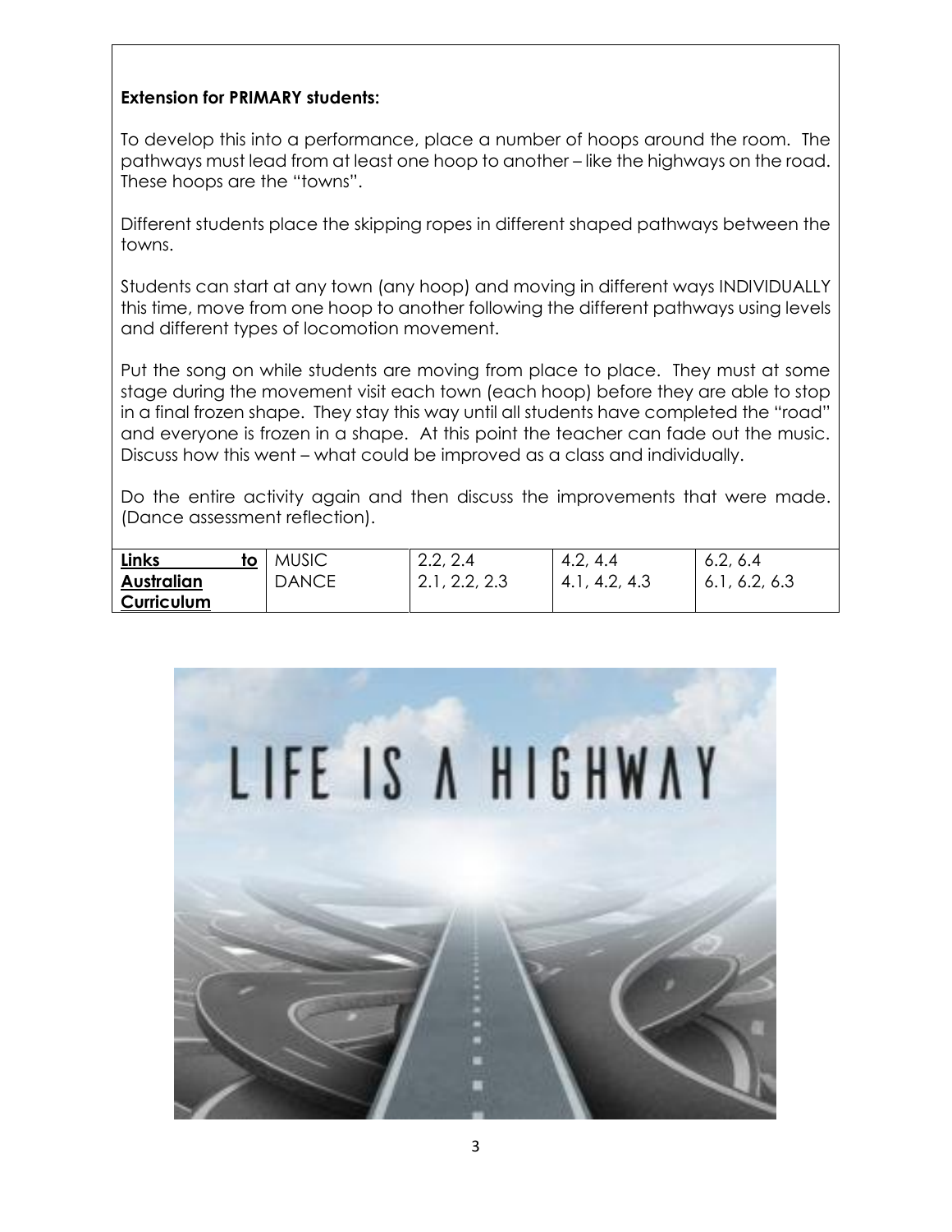**Extension for PRIMARY students:**

To develop this into a performance, place a number of hoops around the room. The pathways must lead from at least one hoop to another – like the highways on the road. These hoops are the "towns".

Different students place the skipping ropes in different shaped pathways between the towns.

Students can start at any town (any hoop) and moving in different ways INDIVIDUALLY this time, move from one hoop to another following the different pathways using levels and different types of locomotion movement.

Put the song on while students are moving from place to place. They must at some stage during the movement visit each town (each hoop) before they are able to stop in a final frozen shape. They stay this way until all students have completed the "road" and everyone is frozen in a shape. At this point the teacher can fade out the music. Discuss how this went – what could be improved as a class and individually.

Do the entire activity again and then discuss the improvements that were made. (Dance assessment reflection).

| | | | | |
|---|---|---|---|---|
| **Links to Australian Curriculum** | MUSIC<br>DANCE | 2.2, 2.4<br>2.1, 2.2, 2.3 | 4.2, 4.4<br>4.1, 4.2, 4.3 | 6.2, 6.4<br>6.1, 6.2, 6.3 |

LIFE IS A HIGHWAY